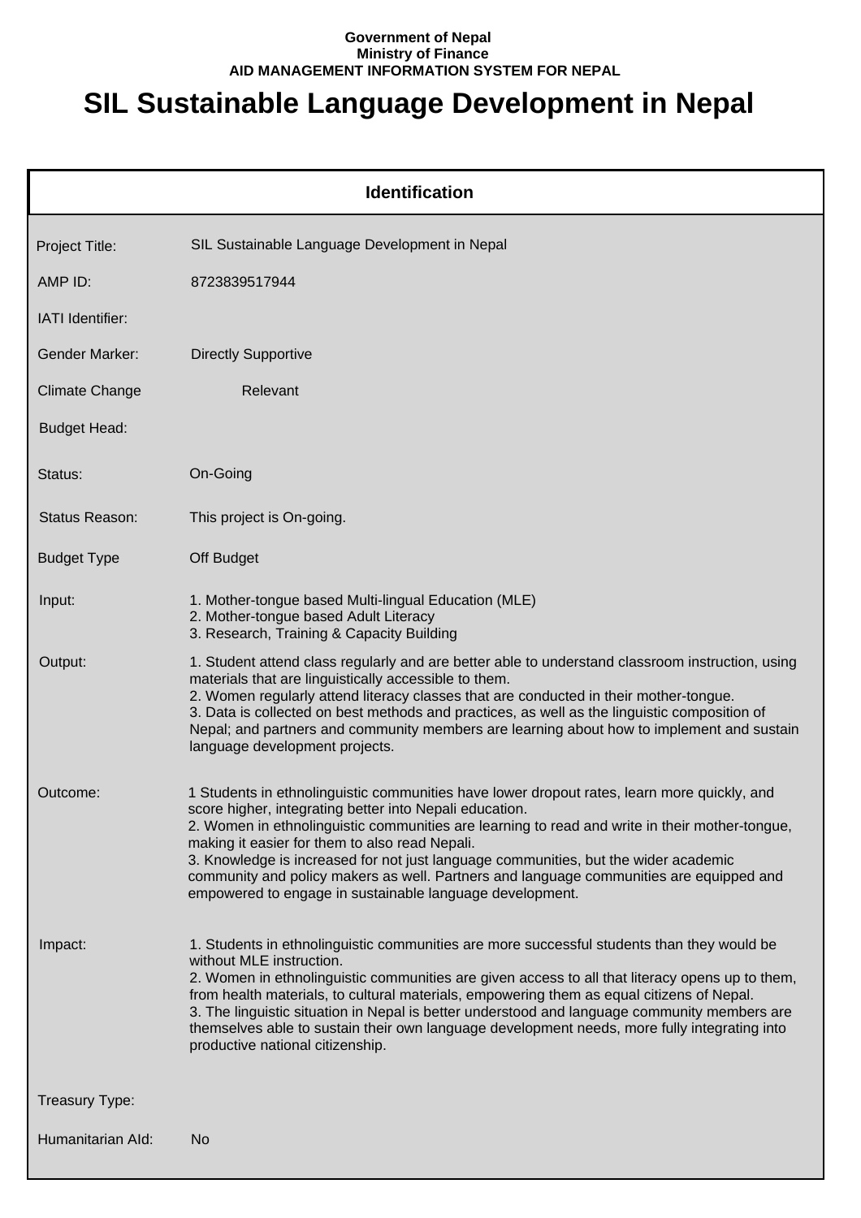**Government of Nepal**
**Ministry of Finance**
**AID MANAGEMENT INFORMATION SYSTEM FOR NEPAL**

# SIL Sustainable Language Development in Nepal

## Identification

| | |
|---|---|
| Project Title: | SIL Sustainable Language Development in Nepal |
| AMP ID: | 8723839517944 |
| IATI Identifier: | |
| Gender Marker: | Directly Supportive |
| Climate Change | Relevant |
| Budget Head: | |
| Status: | On-Going |
| Status Reason: | This project is On-going. |
| Budget Type | Off Budget |
| Input: | 1. Mother-tongue based Multi-lingual Education (MLE)<br>2. Mother-tongue based Adult Literacy<br>3. Research, Training & Capacity Building |
| Output: | 1. Student attend class regularly and are better able to understand classroom instruction, using materials that are linguistically accessible to them.<br>2. Women regularly attend literacy classes that are conducted in their mother-tongue.<br>3. Data is collected on best methods and practices, as well as the linguistic composition of Nepal; and partners and community members are learning about how to implement and sustain language development projects. |
| Outcome: | 1 Students in ethnolinguistic communities have lower dropout rates, learn more quickly, and score higher, integrating better into Nepali education.<br>2. Women in ethnolinguistic communities are learning to read and write in their mother-tongue, making it easier for them to also read Nepali.<br>3. Knowledge is increased for not just language communities, but the wider academic community and policy makers as well. Partners and language communities are equipped and empowered to engage in sustainable language development. |
| Impact: | 1. Students in ethnolinguistic communities are more successful students than they would be without MLE instruction.<br>2. Women in ethnolinguistic communities are given access to all that literacy opens up to them, from health materials, to cultural materials, empowering them as equal citizens of Nepal.<br>3. The linguistic situation in Nepal is better understood and language community members are themselves able to sustain their own language development needs, more fully integrating into productive national citizenship. |
| Treasury Type: | |
| Humanitarian AId: | No |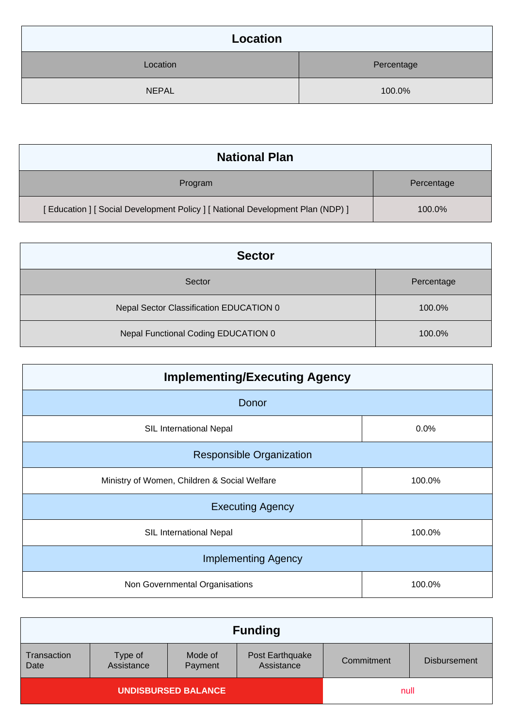## Location

| Location | Percentage |
|---|---|
| NEPAL | 100.0% |

## National Plan

| Program | Percentage |
|---|---|
| [ Education ] [ Social Development Policy ] [ National Development Plan (NDP) ] | 100.0% |

## Sector

| Sector | Percentage |
|---|---|
| Nepal Sector Classification EDUCATION 0 | 100.0% |
| Nepal Functional Coding EDUCATION 0 | 100.0% |

## Implementing/Executing Agency

| Donor | |
|---|---|
| SIL International Nepal | 0.0% |
| **Responsible Organization** | |
| Ministry of Women, Children & Social Welfare | 100.0% |
| **Executing Agency** | |
| SIL International Nepal | 100.0% |
| **Implementing Agency** | |
| Non Governmental Organisations | 100.0% |

## Funding

| Transaction Date | Type of Assistance | Mode of Payment | Post Earthquake Assistance | Commitment | Disbursement |
|---|---|---|---|---|---|
| **UNDISBURSED BALANCE** | | | | null | |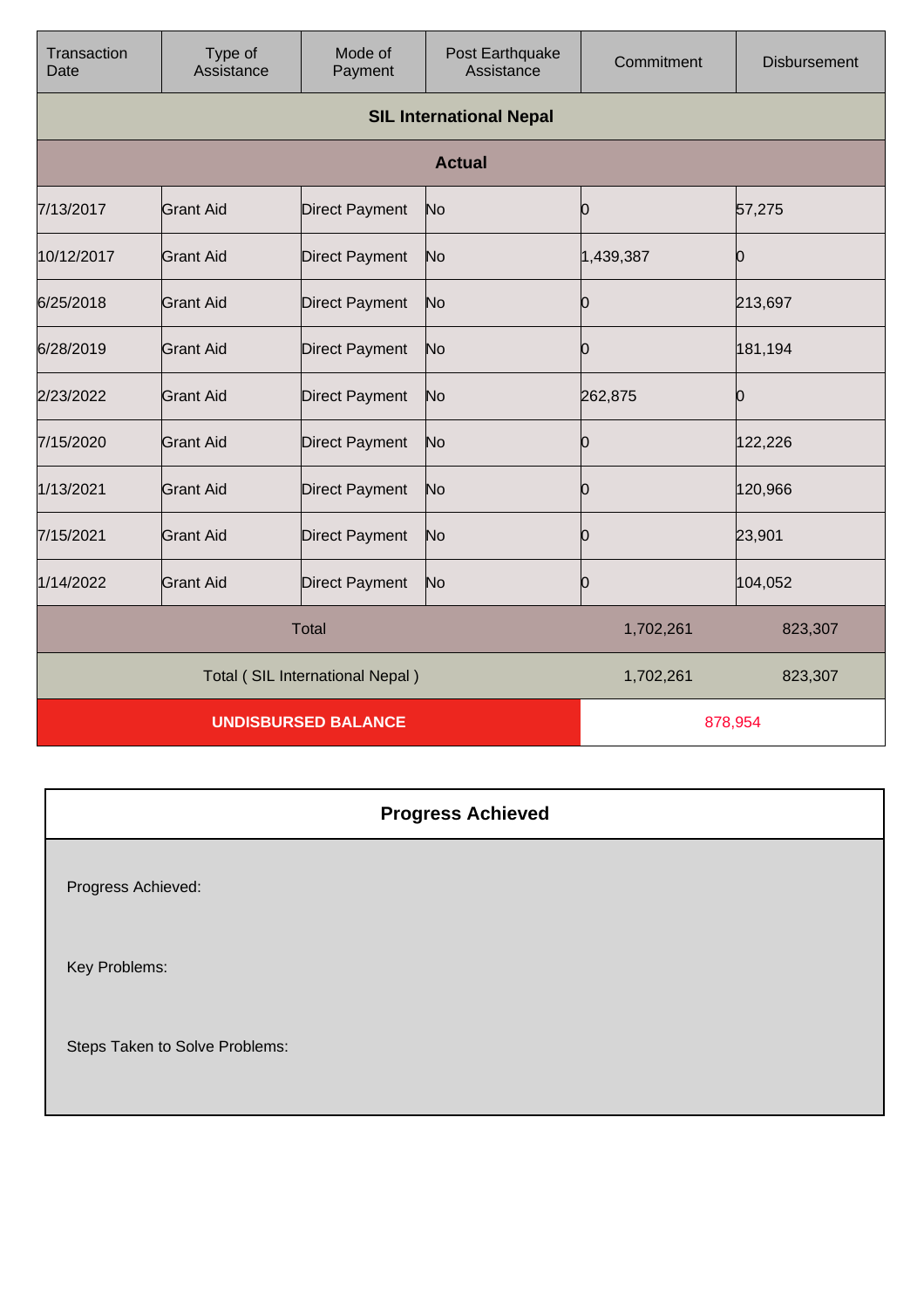| Transaction Date | Type of Assistance | Mode of Payment | Post Earthquake Assistance | Commitment | Disbursement |
|---|---|---|---|---|---|
| **SIL International Nepal** | | | | | |
| **Actual** | | | | | |
| 7/13/2017 | Grant Aid | Direct Payment | No | 0 | 57,275 |
| 10/12/2017 | Grant Aid | Direct Payment | No | 1,439,387 | 0 |
| 6/25/2018 | Grant Aid | Direct Payment | No | 0 | 213,697 |
| 6/28/2019 | Grant Aid | Direct Payment | No | 0 | 181,194 |
| 2/23/2022 | Grant Aid | Direct Payment | No | 262,875 | 0 |
| 7/15/2020 | Grant Aid | Direct Payment | No | 0 | 122,226 |
| 1/13/2021 | Grant Aid | Direct Payment | No | 0 | 120,966 |
| 7/15/2021 | Grant Aid | Direct Payment | No | 0 | 23,901 |
| 1/14/2022 | Grant Aid | Direct Payment | No | 0 | 104,052 |
| Total | | | | 1,702,261 | 823,307 |
| Total ( SIL International Nepal ) | | | | 1,702,261 | 823,307 |
| **UNDISBURSED BALANCE** | | | | 878,954 | |

| **Progress Achieved** |
|---|
| Progress Achieved: |
| Key Problems: |
| Steps Taken to Solve Problems: |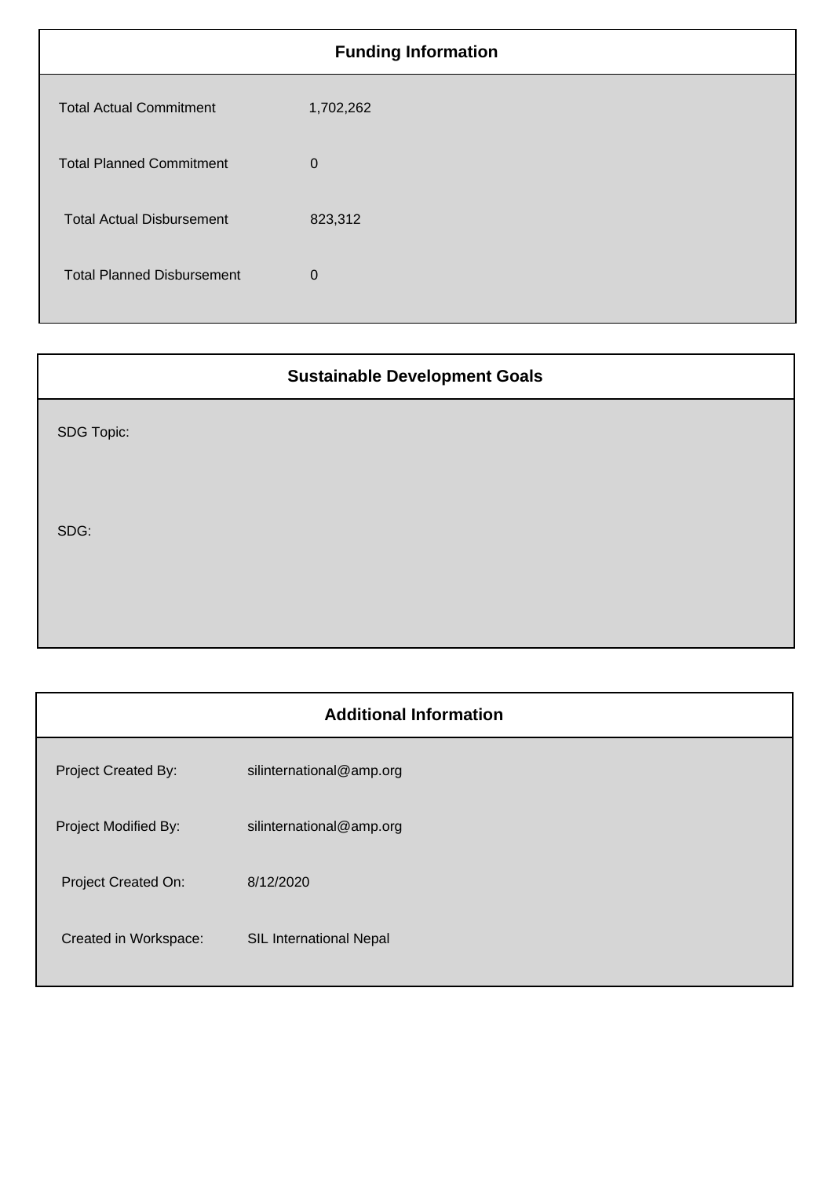## Funding Information

| | |
|---|---|
| Total Actual Commitment | 1,702,262 |
| Total Planned Commitment | 0 |
| Total Actual Disbursement | 823,312 |
| Total Planned Disbursement | 0 |

## Sustainable Development Goals

SDG Topic:

SDG:

## Additional Information

| | |
|---|---|
| Project Created By: | silinternational@amp.org |
| Project Modified By: | silinternational@amp.org |
| Project Created On: | 8/12/2020 |
| Created in Workspace: | SIL International Nepal |